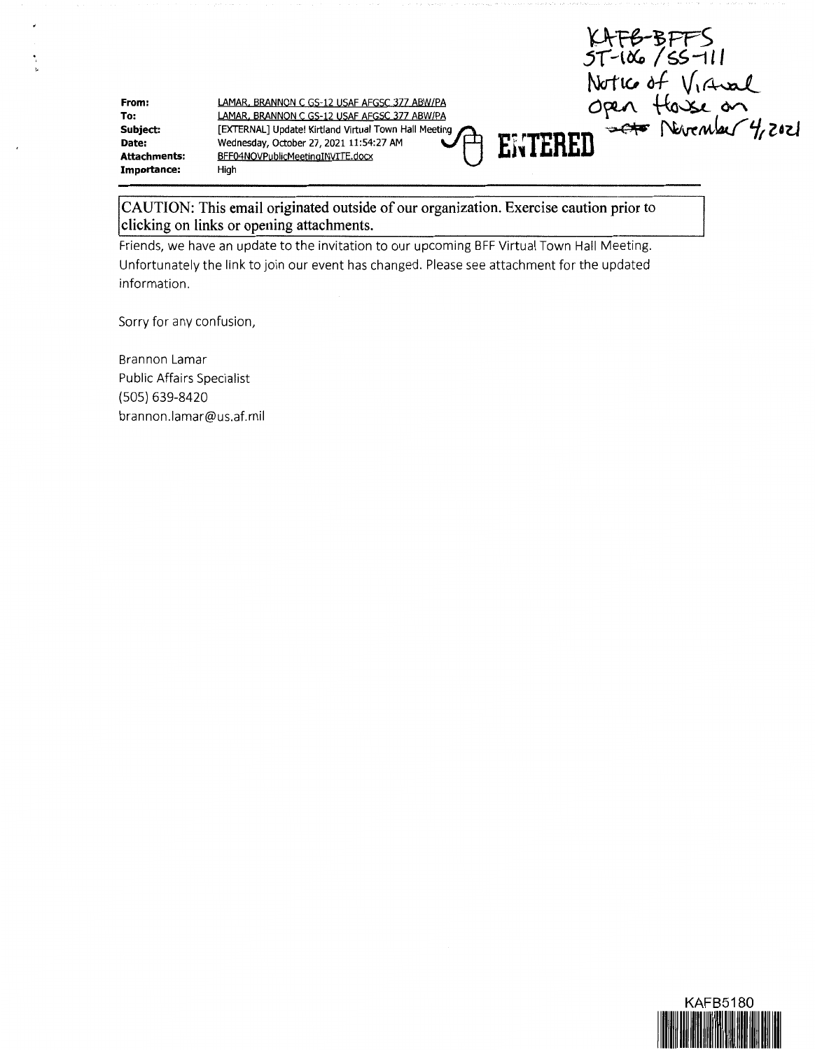KAFB-BFFS
ST-106 / SS-111
Notice of Virtual Open House on November 4, 2021

ENTERED

**From:** LAMAR, BRANNON C GS-12 USAF AFGSC 377 ABW/PA
**To:** LAMAR, BRANNON C GS-12 USAF AFGSC 377 ABW/PA
**Subject:** [EXTERNAL] Update! Kirtland Virtual Town Hall Meeting
**Date:** Wednesday, October 27, 2021 11:54:27 AM
**Attachments:** BFF04NOVPublicMeetingINVITE.docx
**Importance:** High

---

CAUTION: This email originated outside of our organization. Exercise caution prior to clicking on links or opening attachments.

Friends, we have an update to the invitation to our upcoming BFF Virtual Town Hall Meeting. Unfortunately the link to join our event has changed. Please see attachment for the updated information.

Sorry for any confusion,

Brannon Lamar
Public Affairs Specialist
(505) 639-8420
brannon.lamar@us.af.mil

KAFB5180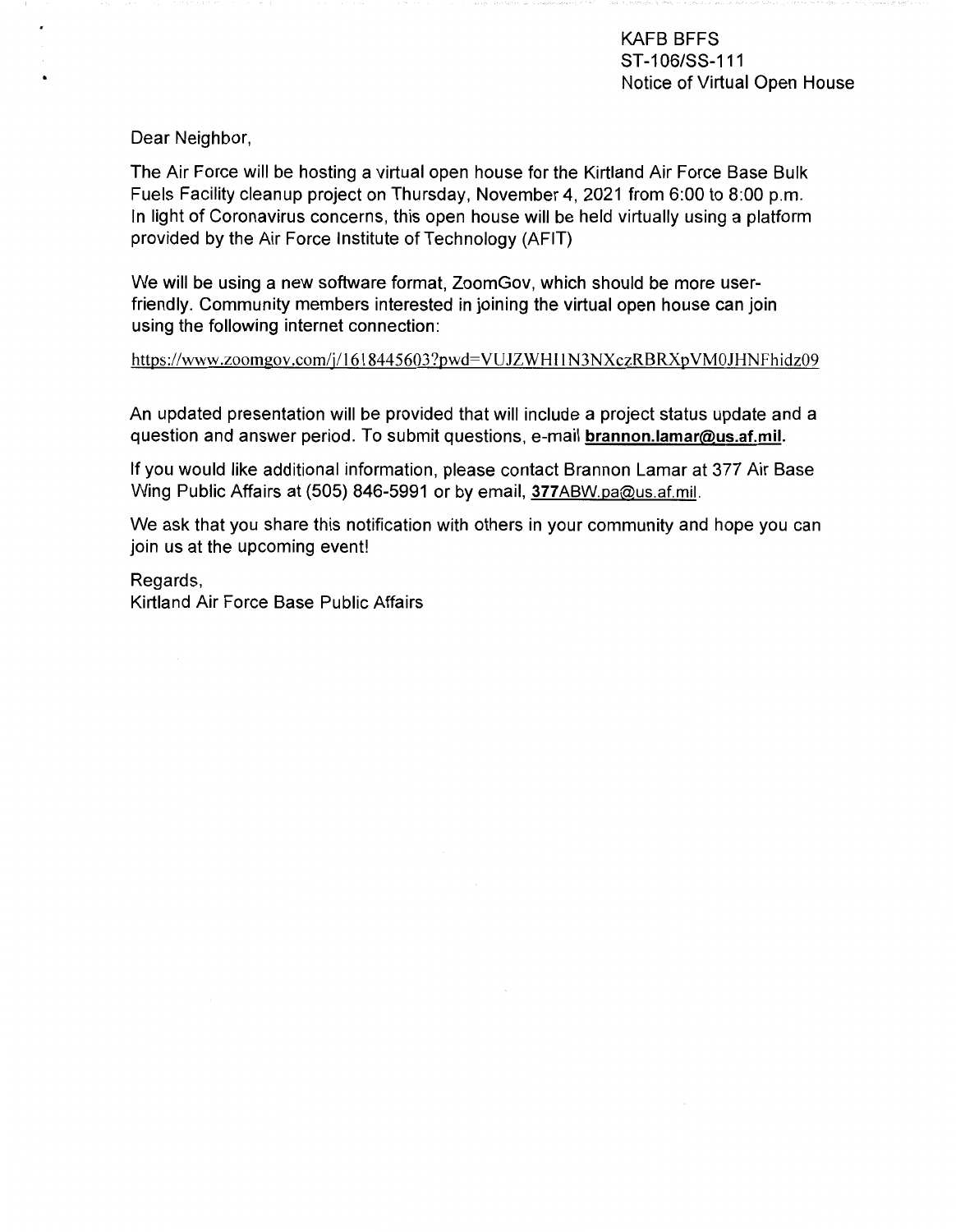KAFB BFFS
ST-106/SS-111
Notice of Virtual Open House

Dear Neighbor,

The Air Force will be hosting a virtual open house for the Kirtland Air Force Base Bulk Fuels Facility cleanup project on Thursday, November 4, 2021 from 6:00 to 8:00 p.m. In light of Coronavirus concerns, this open house will be held virtually using a platform provided by the Air Force Institute of Technology (AFIT)

We will be using a new software format, ZoomGov, which should be more user-friendly. Community members interested in joining the virtual open house can join using the following internet connection:

https://www.zoomgov.com/j/1618445603?pwd=VUJZWHI1N3NXczRBRXpVM0JHNFhidz09

An updated presentation will be provided that will include a project status update and a question and answer period. To submit questions, e-mail **brannon.lamar@us.af.mil**.

If you would like additional information, please contact Brannon Lamar at 377 Air Base Wing Public Affairs at (505) 846-5991 or by email, **377**ABW.pa@us.af.mil.

We ask that you share this notification with others in your community and hope you can join us at the upcoming event!

Regards,
Kirtland Air Force Base Public Affairs